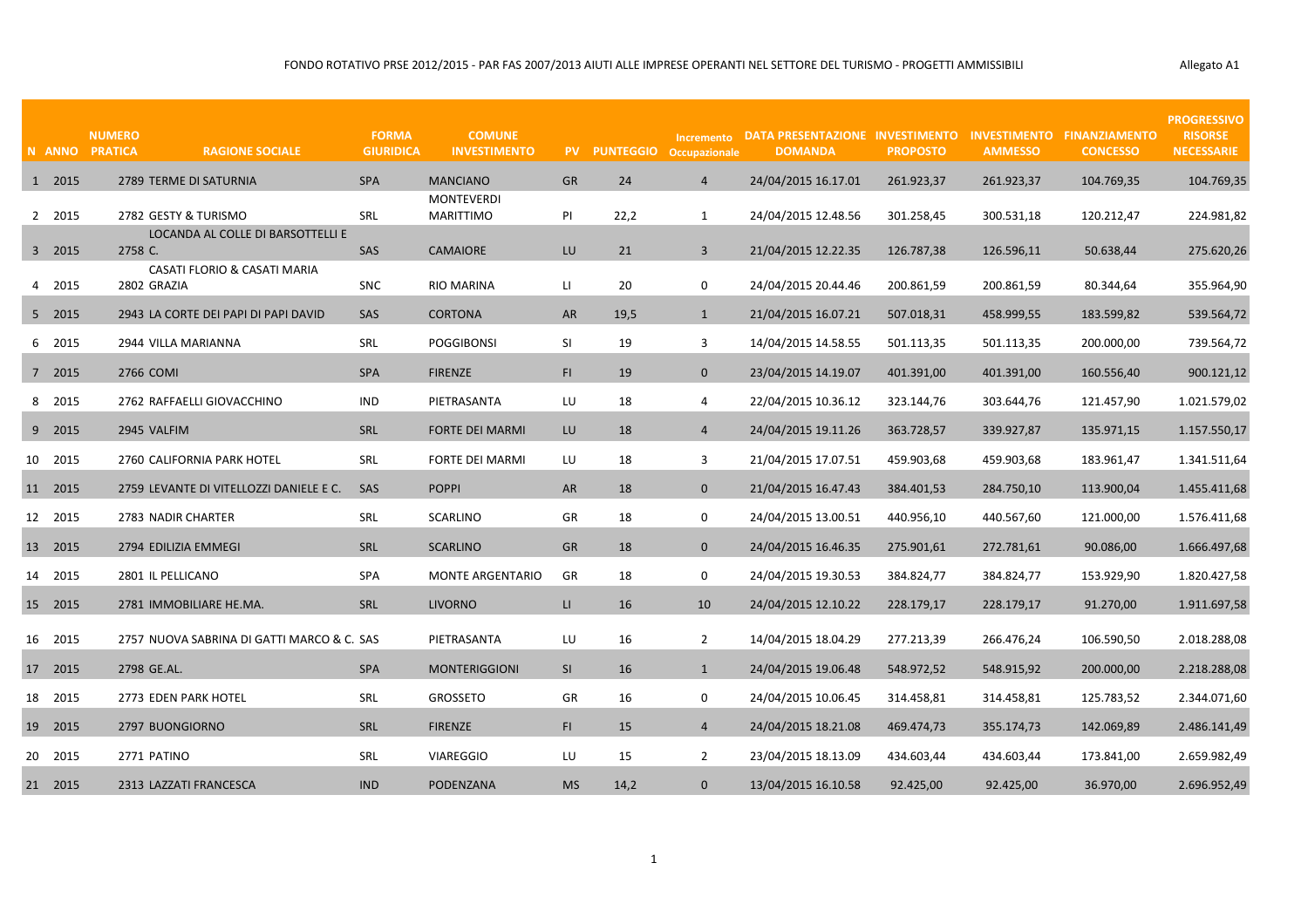FONDO ROTATIVO PRSE 2012/2015 - PAR FAS 2007/2013 AIUTI ALLE IMPRESE OPERANTI NEL SETTORE DEL TURISMO - PROGETTI AMMISSIBILI

Allegato A1

| N | ANNO | NUMERO PRATICA | RAGIONE SOCIALE | FORMA GIURIDICA | COMUNE INVESTIMENTO | PV | PUNTEGGIO | Incremento Occupazionale | DATA PRESENTAZIONE DOMANDA | INVESTIMENTO PROPOSTO | INVESTIMENTO AMMESSO | FINANZIAMENTO CONCESSO | PROGRESSIVO RISORSE NECESSARIE |
|---|---|---|---|---|---|---|---|---|---|---|---|---|---|
| 1 | 2015 | 2789 | TERME DI SATURNIA | SPA | MANCIANO | GR | 24 | 4 | 24/04/2015 16.17.01 | 261.923,37 | 261.923,37 | 104.769,35 | 104.769,35 |
| 2 | 2015 | 2782 | GESTY & TURISMO | SRL | MONTEVERDI MARITTIMO | PI | 22,2 | 1 | 24/04/2015 12.48.56 | 301.258,45 | 300.531,18 | 120.212,47 | 224.981,82 |
| 3 | 2015 | 2758 | LOCANDA AL COLLE DI BARSOTTELLI E C. | SAS | CAMAIORE | LU | 21 | 3 | 21/04/2015 12.22.35 | 126.787,38 | 126.596,11 | 50.638,44 | 275.620,26 |
| 4 | 2015 | 2802 | CASATI FLORIO & CASATI MARIA GRAZIA | SNC | RIO MARINA | LI | 20 | 0 | 24/04/2015 20.44.46 | 200.861,59 | 200.861,59 | 80.344,64 | 355.964,90 |
| 5 | 2015 | 2943 | LA CORTE DEI PAPI DI PAPI DAVID | SAS | CORTONA | AR | 19,5 | 1 | 21/04/2015 16.07.21 | 507.018,31 | 458.999,55 | 183.599,82 | 539.564,72 |
| 6 | 2015 | 2944 | VILLA MARIANNA | SRL | POGGIBONSI | SI | 19 | 3 | 14/04/2015 14.58.55 | 501.113,35 | 501.113,35 | 200.000,00 | 739.564,72 |
| 7 | 2015 | 2766 | COMI | SPA | FIRENZE | FI | 19 | 0 | 23/04/2015 14.19.07 | 401.391,00 | 401.391,00 | 160.556,40 | 900.121,12 |
| 8 | 2015 | 2762 | RAFFAELLI GIOVACCHINO | IND | PIETRASANTA | LU | 18 | 4 | 22/04/2015 10.36.12 | 323.144,76 | 303.644,76 | 121.457,90 | 1.021.579,02 |
| 9 | 2015 | 2945 | VALFIM | SRL | FORTE DEI MARMI | LU | 18 | 4 | 24/04/2015 19.11.26 | 363.728,57 | 339.927,87 | 135.971,15 | 1.157.550,17 |
| 10 | 2015 | 2760 | CALIFORNIA PARK HOTEL | SRL | FORTE DEI MARMI | LU | 18 | 3 | 21/04/2015 17.07.51 | 459.903,68 | 459.903,68 | 183.961,47 | 1.341.511,64 |
| 11 | 2015 | 2759 | LEVANTE DI VITELLOZZI DANIELE E C. | SAS | POPPI | AR | 18 | 0 | 21/04/2015 16.47.43 | 384.401,53 | 284.750,10 | 113.900,04 | 1.455.411,68 |
| 12 | 2015 | 2783 | NADIR CHARTER | SRL | SCARLINO | GR | 18 | 0 | 24/04/2015 13.00.51 | 440.956,10 | 440.567,60 | 121.000,00 | 1.576.411,68 |
| 13 | 2015 | 2794 | EDILIZIA EMMEGI | SRL | SCARLINO | GR | 18 | 0 | 24/04/2015 16.46.35 | 275.901,61 | 272.781,61 | 90.086,00 | 1.666.497,68 |
| 14 | 2015 | 2801 | IL PELLICANO | SPA | MONTE ARGENTARIO | GR | 18 | 0 | 24/04/2015 19.30.53 | 384.824,77 | 384.824,77 | 153.929,90 | 1.820.427,58 |
| 15 | 2015 | 2781 | IMMOBILIARE HE.MA. | SRL | LIVORNO | LI | 16 | 10 | 24/04/2015 12.10.22 | 228.179,17 | 228.179,17 | 91.270,00 | 1.911.697,58 |
| 16 | 2015 | 2757 | NUOVA SABRINA DI GATTI MARCO & C. | SAS | PIETRASANTA | LU | 16 | 2 | 14/04/2015 18.04.29 | 277.213,39 | 266.476,24 | 106.590,50 | 2.018.288,08 |
| 17 | 2015 | 2798 | GE.AL. | SPA | MONTERIGGIONI | SI | 16 | 1 | 24/04/2015 19.06.48 | 548.972,52 | 548.915,92 | 200.000,00 | 2.218.288,08 |
| 18 | 2015 | 2773 | EDEN PARK HOTEL | SRL | GROSSETO | GR | 16 | 0 | 24/04/2015 10.06.45 | 314.458,81 | 314.458,81 | 125.783,52 | 2.344.071,60 |
| 19 | 2015 | 2797 | BUONGIORNO | SRL | FIRENZE | FI | 15 | 4 | 24/04/2015 18.21.08 | 469.474,73 | 355.174,73 | 142.069,89 | 2.486.141,49 |
| 20 | 2015 | 2771 | PATINO | SRL | VIAREGGIO | LU | 15 | 2 | 23/04/2015 18.13.09 | 434.603,44 | 434.603,44 | 173.841,00 | 2.659.982,49 |
| 21 | 2015 | 2313 | LAZZATI FRANCESCA | IND | PODENZANA | MS | 14,2 | 0 | 13/04/2015 16.10.58 | 92.425,00 | 92.425,00 | 36.970,00 | 2.696.952,49 |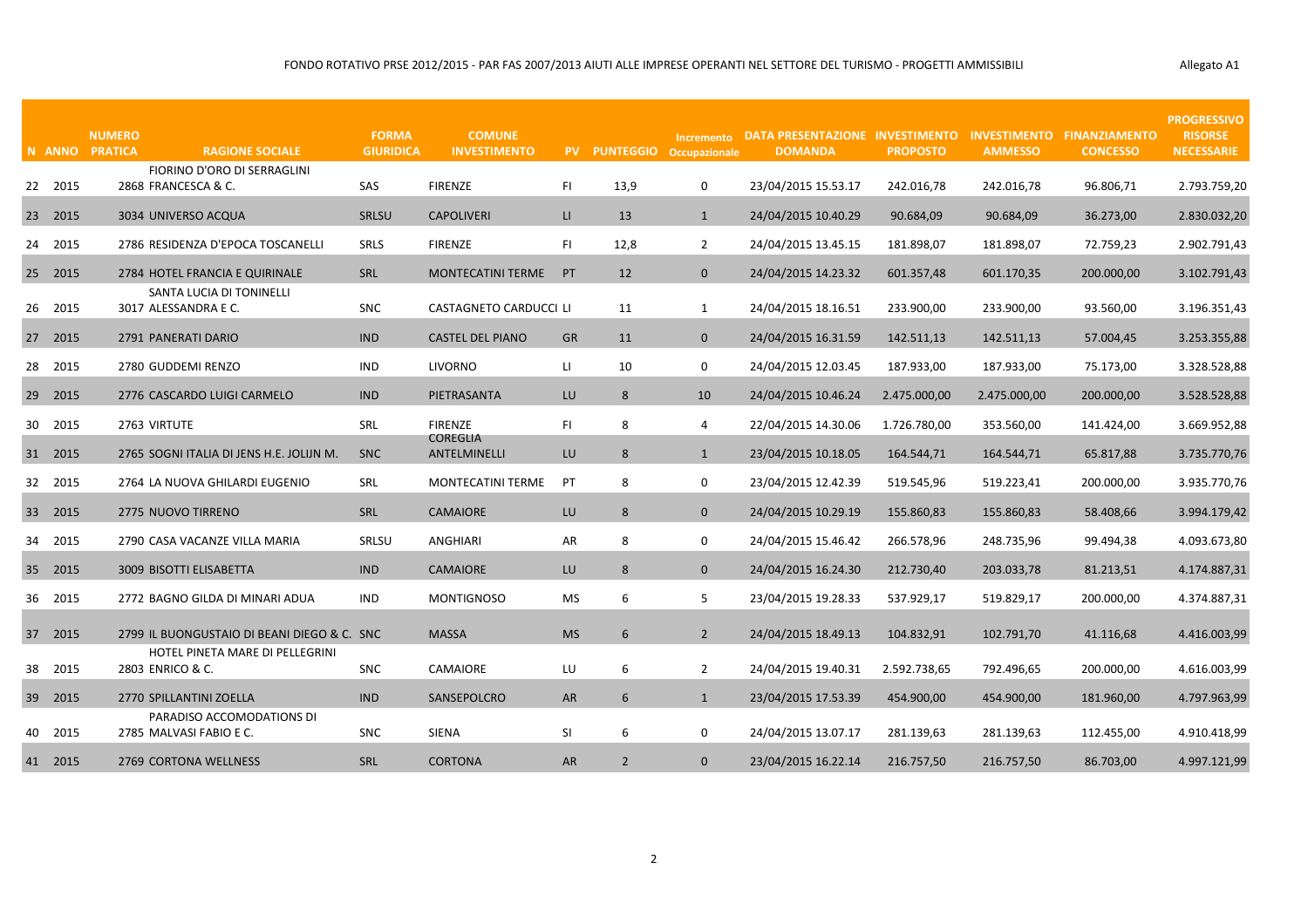FONDO ROTATIVO PRSE 2012/2015 - PAR FAS 2007/2013 AIUTI ALLE IMPRESE OPERANTI NEL SETTORE DEL TURISMO - PROGETTI AMMISSIBILI

Allegato A1

| N | ANNO | NUMERO PRATICA | RAGIONE SOCIALE | FORMA GIURIDICA | COMUNE INVESTIMENTO | PV | PUNTEGGIO | Incremento Occupazionale | DATA PRESENTAZIONE DOMANDA | INVESTIMENTO PROPOSTO | INVESTIMENTO AMMESSO | FINANZIAMENTO CONCESSO | PROGRESSIVO RISORSE NECESSARIE |
|---|---|---|---|---|---|---|---|---|---|---|---|---|---|
| 22 | 2015 | 2868 | FIORINO D'ORO DI SERRAGLINI FRANCESCA & C. | SAS | FIRENZE | FI | 13,9 | 0 | 23/04/2015 15.53.17 | 242.016,78 | 242.016,78 | 96.806,71 | 2.793.759,20 |
| 23 | 2015 | 3034 | UNIVERSO ACQUA | SRLSU | CAPOLIVERI | LI | 13 | 1 | 24/04/2015 10.40.29 | 90.684,09 | 90.684,09 | 36.273,00 | 2.830.032,20 |
| 24 | 2015 | 2786 | RESIDENZA D'EPOCA TOSCANELLI | SRLS | FIRENZE | FI | 12,8 | 2 | 24/04/2015 13.45.15 | 181.898,07 | 181.898,07 | 72.759,23 | 2.902.791,43 |
| 25 | 2015 | 2784 | HOTEL FRANCIA E QUIRINALE | SRL | MONTECATINI TERME | PT | 12 | 0 | 24/04/2015 14.23.32 | 601.357,48 | 601.170,35 | 200.000,00 | 3.102.791,43 |
| 26 | 2015 | 3017 | SANTA LUCIA DI TONINELLI ALESSANDRA E C. | SNC | CASTAGNETO CARDUCCI | LI | 11 | 1 | 24/04/2015 18.16.51 | 233.900,00 | 233.900,00 | 93.560,00 | 3.196.351,43 |
| 27 | 2015 | 2791 | PANERATI DARIO | IND | CASTEL DEL PIANO | GR | 11 | 0 | 24/04/2015 16.31.59 | 142.511,13 | 142.511,13 | 57.004,45 | 3.253.355,88 |
| 28 | 2015 | 2780 | GUDDEMI RENZO | IND | LIVORNO | LI | 10 | 0 | 24/04/2015 12.03.45 | 187.933,00 | 187.933,00 | 75.173,00 | 3.328.528,88 |
| 29 | 2015 | 2776 | CASCARDO LUIGI CARMELO | IND | PIETRASANTA | LU | 8 | 10 | 24/04/2015 10.46.24 | 2.475.000,00 | 2.475.000,00 | 200.000,00 | 3.528.528,88 |
| 30 | 2015 | 2763 | VIRTUTE | SRL | FIRENZE | FI | 8 | 4 | 22/04/2015 14.30.06 | 1.726.780,00 | 353.560,00 | 141.424,00 | 3.669.952,88 |
| 31 | 2015 | 2765 | SOGNI ITALIA DI JENS H.E. JOLIJN M. | SNC | COREGLIA ANTELMINELLI | LU | 8 | 1 | 23/04/2015 10.18.05 | 164.544,71 | 164.544,71 | 65.817,88 | 3.735.770,76 |
| 32 | 2015 | 2764 | LA NUOVA GHILARDI EUGENIO | SRL | MONTECATINI TERME | PT | 8 | 0 | 23/04/2015 12.42.39 | 519.545,96 | 519.223,41 | 200.000,00 | 3.935.770,76 |
| 33 | 2015 | 2775 | NUOVO TIRRENO | SRL | CAMAIORE | LU | 8 | 0 | 24/04/2015 10.29.19 | 155.860,83 | 155.860,83 | 58.408,66 | 3.994.179,42 |
| 34 | 2015 | 2790 | CASA VACANZE VILLA MARIA | SRLSU | ANGHIARI | AR | 8 | 0 | 24/04/2015 15.46.42 | 266.578,96 | 248.735,96 | 99.494,38 | 4.093.673,80 |
| 35 | 2015 | 3009 | BISOTTI ELISABETTA | IND | CAMAIORE | LU | 8 | 0 | 24/04/2015 16.24.30 | 212.730,40 | 203.033,78 | 81.213,51 | 4.174.887,31 |
| 36 | 2015 | 2772 | BAGNO GILDA DI MINARI ADUA | IND | MONTIGNOSO | MS | 6 | 5 | 23/04/2015 19.28.33 | 537.929,17 | 519.829,17 | 200.000,00 | 4.374.887,31 |
| 37 | 2015 | 2799 | IL BUONGUSTAIO DI BEANI DIEGO & C. | SNC | MASSA | MS | 6 | 2 | 24/04/2015 18.49.13 | 104.832,91 | 102.791,70 | 41.116,68 | 4.416.003,99 |
| 38 | 2015 | 2803 | HOTEL PINETA MARE DI PELLEGRINI ENRICO & C. | SNC | CAMAIORE | LU | 6 | 2 | 24/04/2015 19.40.31 | 2.592.738,65 | 792.496,65 | 200.000,00 | 4.616.003,99 |
| 39 | 2015 | 2770 | SPILLANTINI ZOELLA | IND | SANSEPOLCRO | AR | 6 | 1 | 23/04/2015 17.53.39 | 454.900,00 | 454.900,00 | 181.960,00 | 4.797.963,99 |
| 40 | 2015 | 2785 | PARADISO ACCOMODATIONS DI MALVASI FABIO E C. | SNC | SIENA | SI | 6 | 0 | 24/04/2015 13.07.17 | 281.139,63 | 281.139,63 | 112.455,00 | 4.910.418,99 |
| 41 | 2015 | 2769 | CORTONA WELLNESS | SRL | CORTONA | AR | 2 | 0 | 23/04/2015 16.22.14 | 216.757,50 | 216.757,50 | 86.703,00 | 4.997.121,99 |